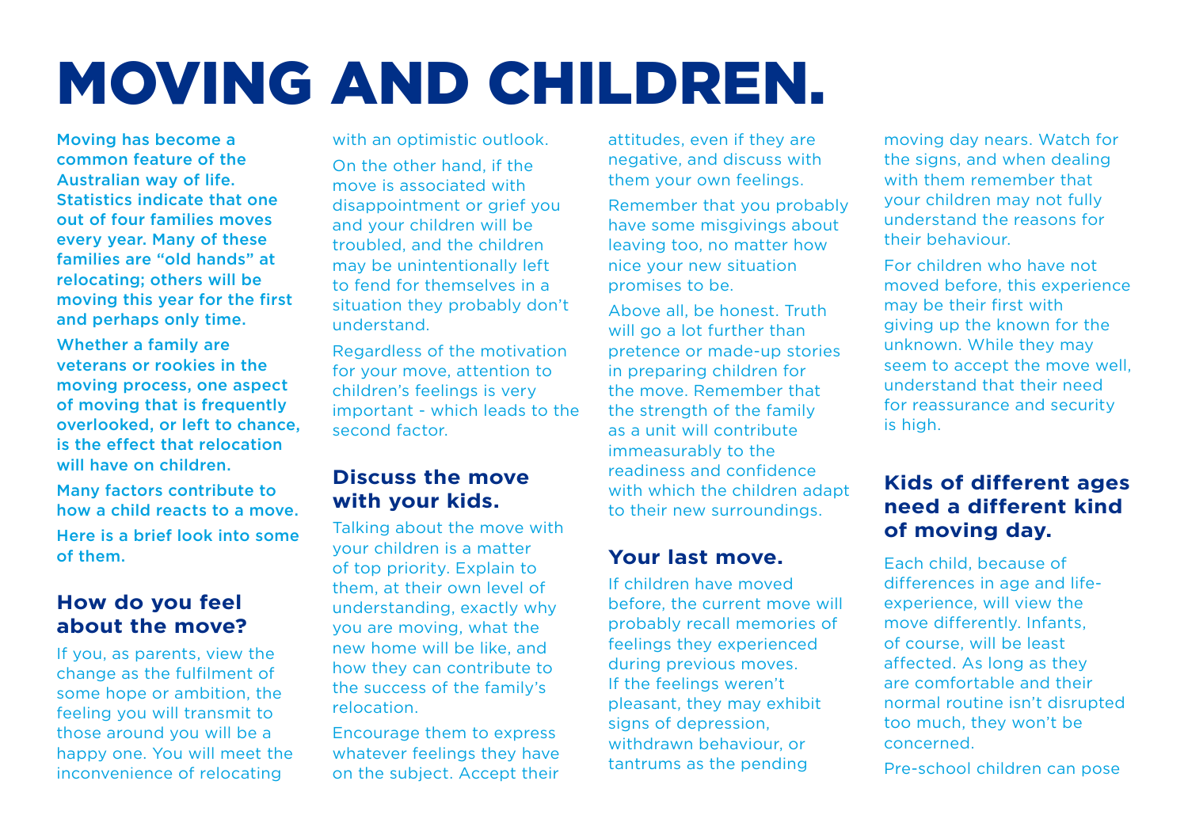# MOVING AND CHILDREN.

**Moving has become a common feature of the Australian way of life. Statistics indicate that one out of four families moves every year. Many of these families are "old hands" at relocating; others will be moving this year for the first and perhaps only time.**

**Whether a family are veterans or rookies in the moving process, one aspect of moving that is frequently overlooked, or left to chance, is the effect that relocation will have on children.**

**Many factors contribute to how a child reacts to a move.**

**Here is a brief look into some of them.**

## How do you feel about the move?

If you, as parents, view the change as the fulfilment of some hope or ambition, the feeling you will transmit to those around you will be a happy one. You will meet the inconvenience of relocating with an optimistic outlook.

On the other hand, if the move is associated with disappointment or grief you and your children will be troubled, and the children may be unintentionally left to fend for themselves in a situation they probably don't understand.

Regardless of the motivation for your move, attention to children's feelings is very important - which leads to the second factor.

## Discuss the move with your kids.

Talking about the move with your children is a matter of top priority. Explain to them, at their own level of understanding, exactly why you are moving, what the new home will be like, and how they can contribute to the success of the family's relocation.

Encourage them to express whatever feelings they have on the subject. Accept their attitudes, even if they are negative, and discuss with them your own feelings.

Remember that you probably have some misgivings about leaving too, no matter how nice your new situation promises to be.

Above all, be honest. Truth will go a lot further than pretence or made-up stories in preparing children for the move. Remember that the strength of the family as a unit will contribute immeasurably to the readiness and confidence with which the children adapt to their new surroundings.

## Your last move.

If children have moved before, the current move will probably recall memories of feelings they experienced during previous moves. If the feelings weren't pleasant, they may exhibit signs of depression, withdrawn behaviour, or tantrums as the pending moving day nears. Watch for the signs, and when dealing with them remember that your children may not fully understand the reasons for their behaviour.

For children who have not moved before, this experience may be their first with giving up the known for the unknown. While they may seem to accept the move well, understand that their need for reassurance and security is high.

## Kids of different ages need a different kind of moving day.

Each child, because of differences in age and life-experience, will view the move differently. Infants, of course, will be least affected. As long as they are comfortable and their normal routine isn't disrupted too much, they won't be concerned.

Pre-school children can pose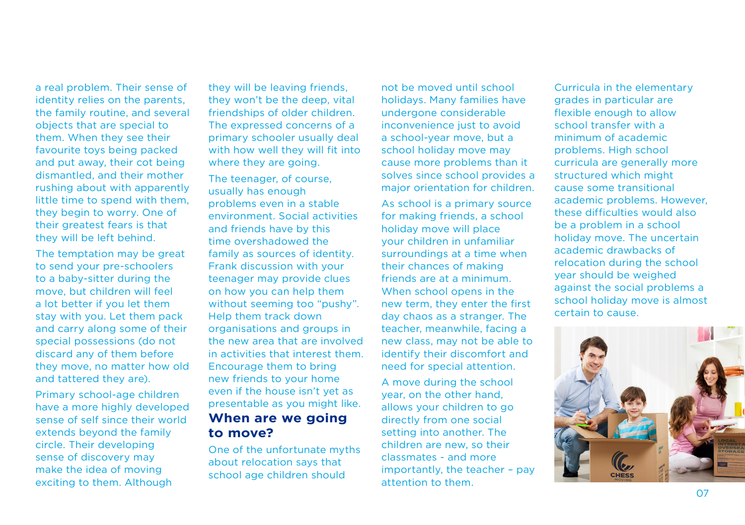a real problem. Their sense of identity relies on the parents, the family routine, and several objects that are special to them. When they see their favourite toys being packed and put away, their cot being dismantled, and their mother rushing about with apparently little time to spend with them, they begin to worry. One of their greatest fears is that they will be left behind.

The temptation may be great to send your pre-schoolers to a baby-sitter during the move, but children will feel a lot better if you let them stay with you. Let them pack and carry along some of their special possessions (do not discard any of them before they move, no matter how old and tattered they are).

Primary school-age children have a more highly developed sense of self since their world extends beyond the family circle. Their developing sense of discovery may make the idea of moving exciting to them. Although they will be leaving friends, they won't be the deep, vital friendships of older children. The expressed concerns of a primary schooler usually deal with how well they will fit into where they are going.

The teenager, of course, usually has enough problems even in a stable environment. Social activities and friends have by this time overshadowed the family as sources of identity. Frank discussion with your teenager may provide clues on how you can help them without seeming too "pushy". Help them track down organisations and groups in the new area that are involved in activities that interest them. Encourage them to bring new friends to your home even if the house isn't yet as presentable as you might like.

## When are we going to move?

One of the unfortunate myths about relocation says that school age children should not be moved until school holidays. Many families have undergone considerable inconvenience just to avoid a school-year move, but a school holiday move may cause more problems than it solves since school provides a major orientation for children.

As school is a primary source for making friends, a school holiday move will place your children in unfamiliar surroundings at a time when their chances of making friends are at a minimum. When school opens in the new term, they enter the first day chaos as a stranger. The teacher, meanwhile, facing a new class, may not be able to identify their discomfort and need for special attention.

A move during the school year, on the other hand, allows your children to go directly from one social setting into another. The children are new, so their classmates - and more importantly, the teacher – pay attention to them.

Curricula in the elementary grades in particular are flexible enough to allow school transfer with a minimum of academic problems. High school curricula are generally more structured which might cause some transitional academic problems. However, these difficulties would also be a problem in a school holiday move. The uncertain academic drawbacks of relocation during the school year should be weighed against the social problems a school holiday move is almost certain to cause.